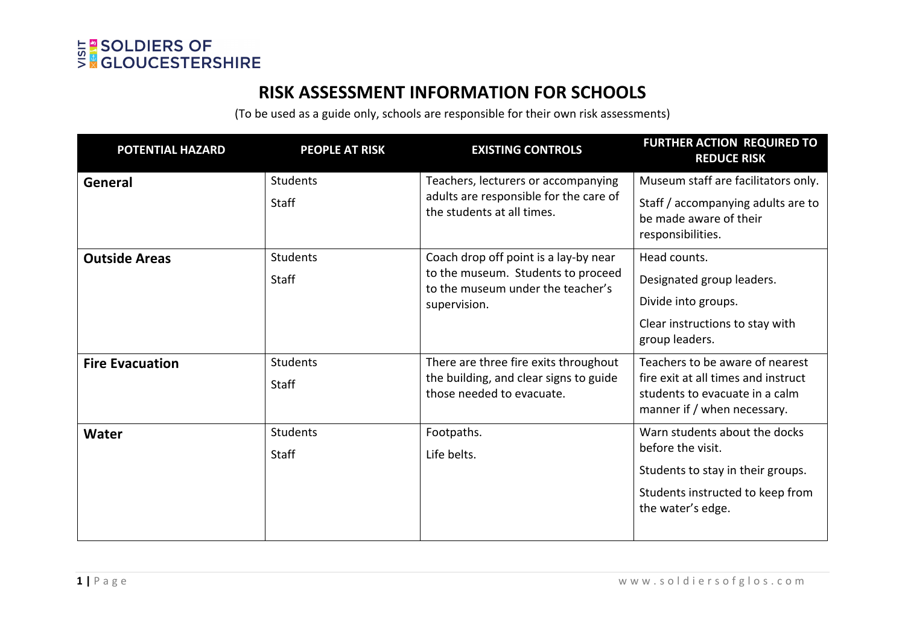VISIT SOLDIERS OF GLOUCESTERSHIRE

# RISK ASSESSMENT INFORMATION FOR SCHOOLS

(To be used as a guide only, schools are responsible for their own risk assessments)

| POTENTIAL HAZARD | PEOPLE AT RISK | EXISTING CONTROLS | FURTHER ACTION REQUIRED TO REDUCE RISK |
|---|---|---|---|
| **General** | Students<br>Staff | Teachers, lecturers or accompanying adults are responsible for the care of the students at all times. | Museum staff are facilitators only.<br>Staff / accompanying adults are to be made aware of their responsibilities. |
| **Outside Areas** | Students<br>Staff | Coach drop off point is a lay-by near to the museum. Students to proceed to the museum under the teacher's supervision. | Head counts.<br>Designated group leaders.<br>Divide into groups.<br>Clear instructions to stay with group leaders. |
| **Fire Evacuation** | Students<br>Staff | There are three fire exits throughout the building, and clear signs to guide those needed to evacuate. | Teachers to be aware of nearest fire exit at all times and instruct students to evacuate in a calm manner if / when necessary. |
| **Water** | Students<br>Staff | Footpaths.<br>Life belts. | Warn students about the docks before the visit.<br>Students to stay in their groups.<br>Students instructed to keep from the water's edge. |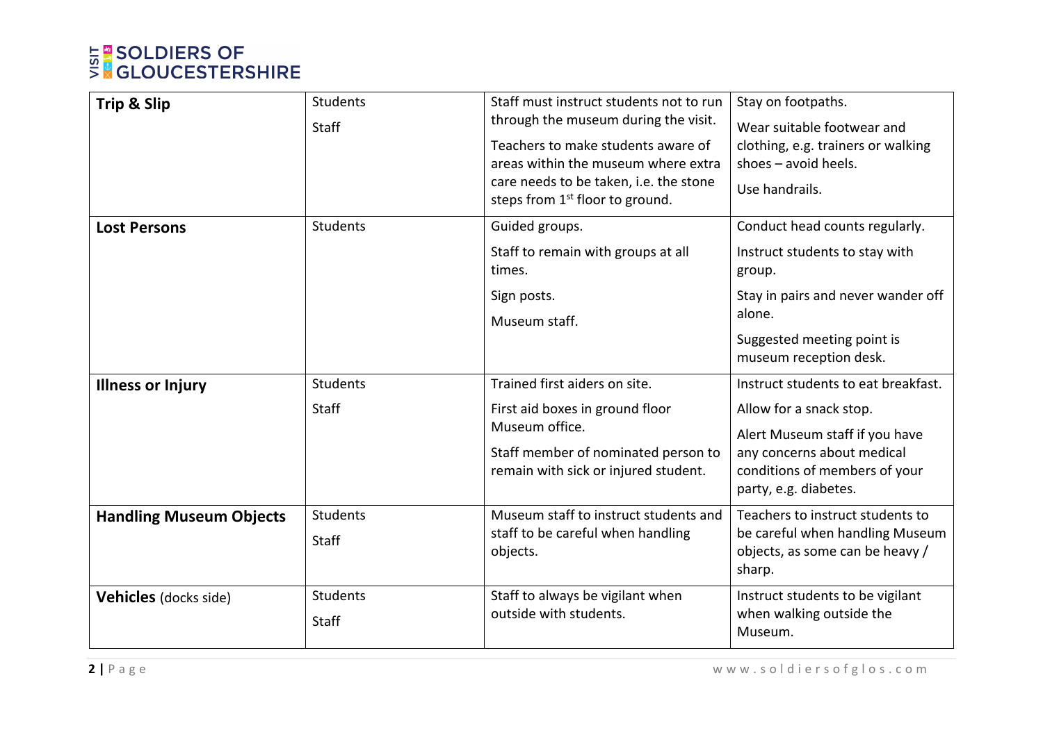| Trip & Slip | Students<br>Staff | Staff must instruct students not to run through the museum during the visit.<br>Teachers to make students aware of areas within the museum where extra care needs to be taken, i.e. the stone steps from 1st floor to ground. | Stay on footpaths.<br>Wear suitable footwear and clothing, e.g. trainers or walking shoes – avoid heels.<br>Use handrails. |
|---|---|---|---|
| **Lost Persons** | Students | Guided groups.<br>Staff to remain with groups at all times.<br>Sign posts.<br>Museum staff. | Conduct head counts regularly.<br>Instruct students to stay with group.<br>Stay in pairs and never wander off alone.<br>Suggested meeting point is museum reception desk. |
| **Illness or Injury** | Students<br>Staff | Trained first aiders on site.<br>First aid boxes in ground floor Museum office.<br>Staff member of nominated person to remain with sick or injured student. | Instruct students to eat breakfast.<br>Allow for a snack stop.<br>Alert Museum staff if you have any concerns about medical conditions of members of your party, e.g. diabetes. |
| **Handling Museum Objects** | Students<br>Staff | Museum staff to instruct students and staff to be careful when handling objects. | Teachers to instruct students to be careful when handling Museum objects, as some can be heavy / sharp. |
| **Vehicles** (docks side) | Students<br>Staff | Staff to always be vigilant when outside with students. | Instruct students to be vigilant when walking outside the Museum. |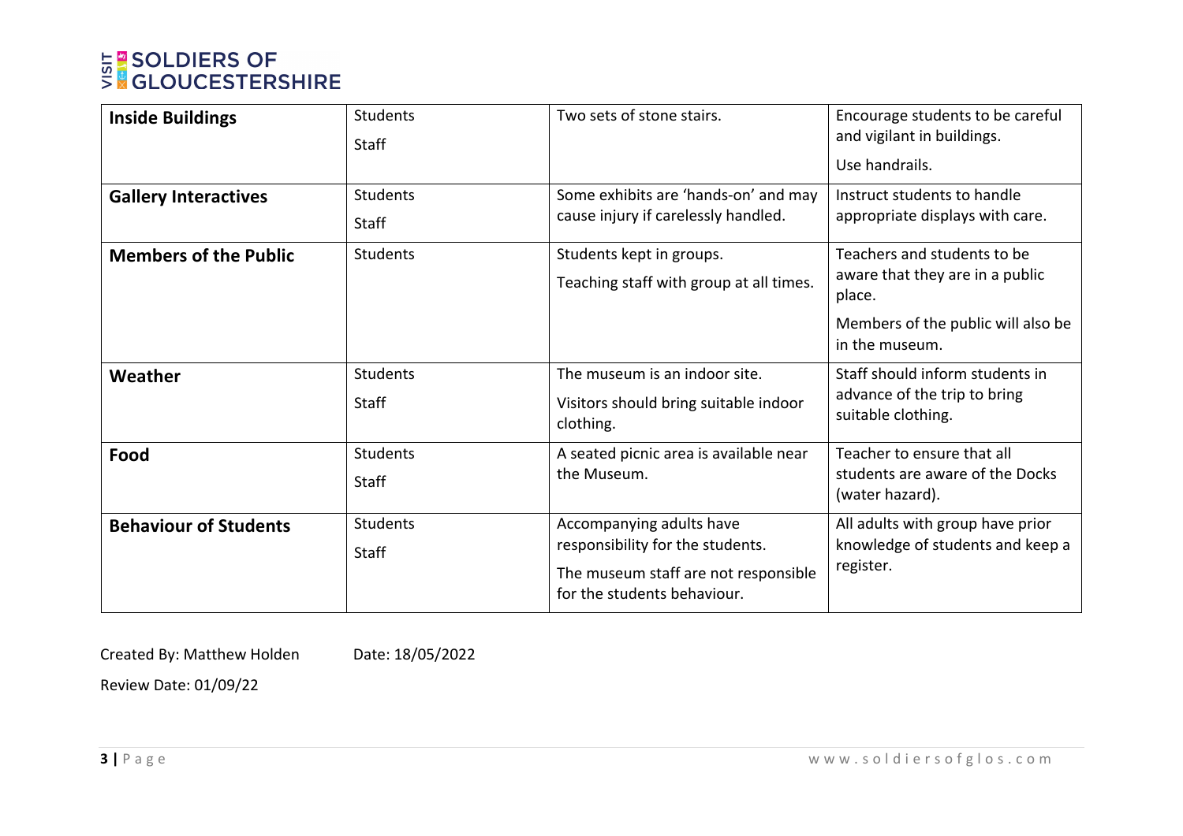| | | | |
|---|---|---|---|
| **Inside Buildings** | Students<br>Staff | Two sets of stone stairs. | Encourage students to be careful and vigilant in buildings.<br>Use handrails. |
| **Gallery Interactives** | Students<br>Staff | Some exhibits are 'hands-on' and may cause injury if carelessly handled. | Instruct students to handle appropriate displays with care. |
| **Members of the Public** | Students | Students kept in groups.<br>Teaching staff with group at all times. | Teachers and students to be aware that they are in a public place.<br>Members of the public will also be in the museum. |
| **Weather** | Students<br>Staff | The museum is an indoor site.<br>Visitors should bring suitable indoor clothing. | Staff should inform students in advance of the trip to bring suitable clothing. |
| **Food** | Students<br>Staff | A seated picnic area is available near the Museum. | Teacher to ensure that all students are aware of the Docks (water hazard). |
| **Behaviour of Students** | Students<br>Staff | Accompanying adults have responsibility for the students.<br>The museum staff are not responsible for the students behaviour. | All adults with group have prior knowledge of students and keep a register. |

Created By: Matthew Holden Date: 18/05/2022

Review Date: 01/09/22